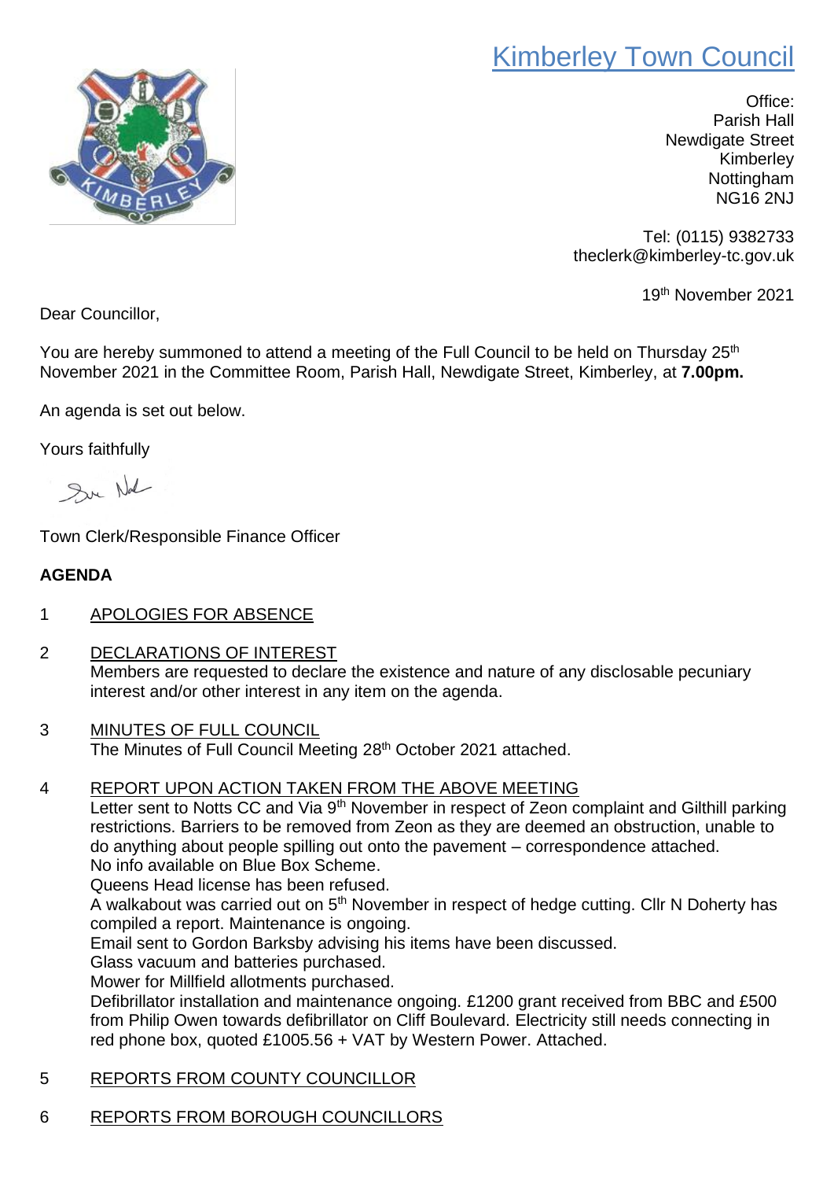# Kimberley Town Council

Office:
Parish Hall
Newdigate Street
Kimberley
Nottingham
NG16 2NJ

Tel: (0115) 9382733
theclerk@kimberley-tc.gov.uk

19th November 2021

Dear Councillor,

You are hereby summoned to attend a meeting of the Full Council to be held on Thursday 25th November 2021 in the Committee Room, Parish Hall, Newdigate Street, Kimberley, at **7.00pm.**

An agenda is set out below.

Yours faithfully

Town Clerk/Responsible Finance Officer

## AGENDA

1 APOLOGIES FOR ABSENCE

2 DECLARATIONS OF INTEREST
Members are requested to declare the existence and nature of any disclosable pecuniary interest and/or other interest in any item on the agenda.

3 MINUTES OF FULL COUNCIL
The Minutes of Full Council Meeting 28th October 2021 attached.

4 REPORT UPON ACTION TAKEN FROM THE ABOVE MEETING
Letter sent to Notts CC and Via 9th November in respect of Zeon complaint and Gilthill parking restrictions. Barriers to be removed from Zeon as they are deemed an obstruction, unable to do anything about people spilling out onto the pavement – correspondence attached.
No info available on Blue Box Scheme.
Queens Head license has been refused.
A walkabout was carried out on 5th November in respect of hedge cutting. Cllr N Doherty has compiled a report. Maintenance is ongoing.
Email sent to Gordon Barksby advising his items have been discussed.
Glass vacuum and batteries purchased.
Mower for Millfield allotments purchased.
Defibrillator installation and maintenance ongoing. £1200 grant received from BBC and £500 from Philip Owen towards defibrillator on Cliff Boulevard. Electricity still needs connecting in red phone box, quoted £1005.56 + VAT by Western Power. Attached.

5 REPORTS FROM COUNTY COUNCILLOR

6 REPORTS FROM BOROUGH COUNCILLORS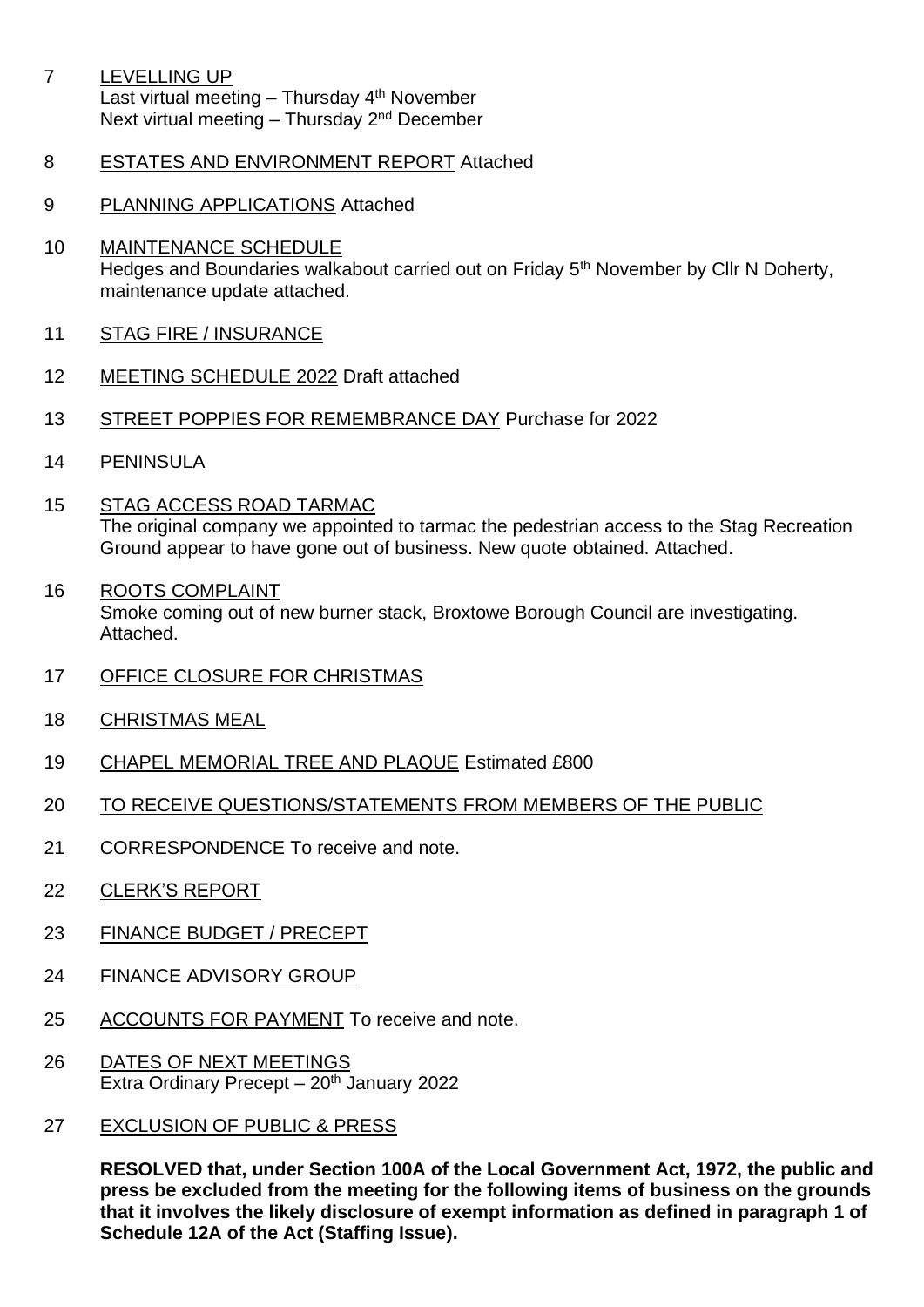7 <u>LEVELLING UP</u>
Last virtual meeting – Thursday 4th November
Next virtual meeting – Thursday 2nd December

8 <u>ESTATES AND ENVIRONMENT REPORT</u> Attached

9 <u>PLANNING APPLICATIONS</u> Attached

10 <u>MAINTENANCE SCHEDULE</u>
Hedges and Boundaries walkabout carried out on Friday 5th November by Cllr N Doherty, maintenance update attached.

11 <u>STAG FIRE / INSURANCE</u>

12 <u>MEETING SCHEDULE 2022</u> Draft attached

13 <u>STREET POPPIES FOR REMEMBRANCE DAY</u> Purchase for 2022

14 <u>PENINSULA</u>

15 <u>STAG ACCESS ROAD TARMAC</u>
The original company we appointed to tarmac the pedestrian access to the Stag Recreation Ground appear to have gone out of business. New quote obtained. Attached.

16 <u>ROOTS COMPLAINT</u>
Smoke coming out of new burner stack, Broxtowe Borough Council are investigating. Attached.

17 <u>OFFICE CLOSURE FOR CHRISTMAS</u>

18 <u>CHRISTMAS MEAL</u>

19 <u>CHAPEL MEMORIAL TREE AND PLAQUE</u> Estimated £800

20 <u>TO RECEIVE QUESTIONS/STATEMENTS FROM MEMBERS OF THE PUBLIC</u>

21 <u>CORRESPONDENCE</u> To receive and note.

22 <u>CLERK'S REPORT</u>

23 <u>FINANCE BUDGET / PRECEPT</u>

24 <u>FINANCE ADVISORY GROUP</u>

25 <u>ACCOUNTS FOR PAYMENT</u> To receive and note.

26 <u>DATES OF NEXT MEETINGS</u>
Extra Ordinary Precept – 20th January 2022

27 <u>EXCLUSION OF PUBLIC & PRESS</u>

**RESOLVED that, under Section 100A of the Local Government Act, 1972, the public and press be excluded from the meeting for the following items of business on the grounds that it involves the likely disclosure of exempt information as defined in paragraph 1 of Schedule 12A of the Act (Staffing Issue).**